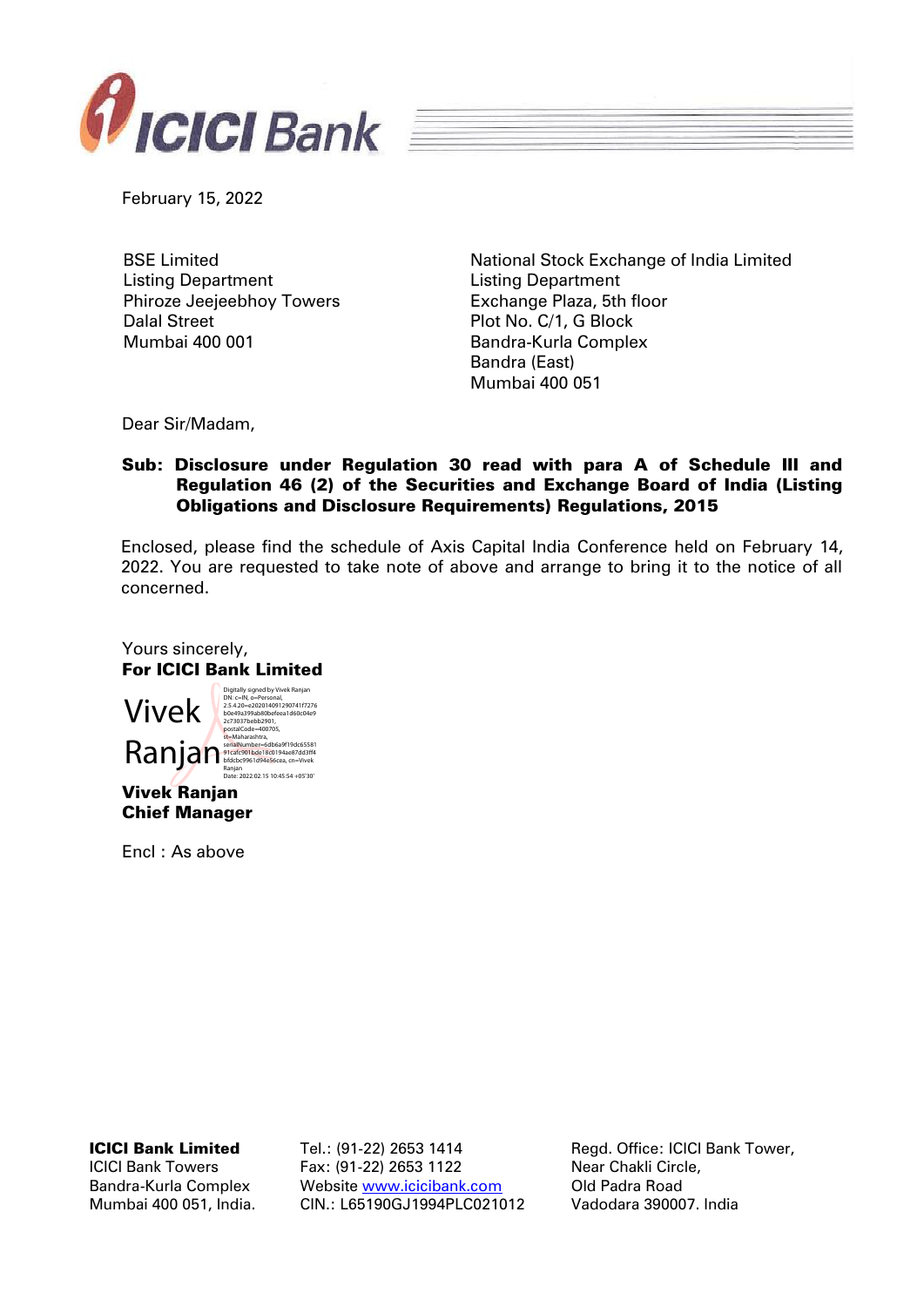February 15, 2022

BSE Limited
Listing Department
Phiroze Jeejeebhoy Towers
Dalal Street
Mumbai 400 001

National Stock Exchange of India Limited
Listing Department
Exchange Plaza, 5th floor
Plot No. C/1, G Block
Bandra-Kurla Complex
Bandra (East)
Mumbai 400 051

Dear Sir/Madam,

**Sub: Disclosure under Regulation 30 read with para A of Schedule III and Regulation 46 (2) of the Securities and Exchange Board of India (Listing Obligations and Disclosure Requirements) Regulations, 2015**

Enclosed, please find the schedule of Axis Capital India Conference held on February 14, 2022. You are requested to take note of above and arrange to bring it to the notice of all concerned.

Yours sincerely,
**For ICICI Bank Limited**

Vivek Ranjan

Digitally signed by Vivek Ranjan
DN: c=IN, o=Personal, 2.5.4.20=e202014091290741f7276b0e49a399ab80befeea1d60c04e92c73037bebb2901, postalCode=400705, st=Maharashtra, serialNumber=6db6a9f19dc6558191cafc901bde18c0194ae87dd3ff4bfdcbc9961d94e56cea, cn=Vivek Ranjan
Date: 2022.02.15 10:45:54 +05'30'

**Vivek Ranjan**
**Chief Manager**

Encl : As above

**ICICI Bank Limited**
ICICI Bank Towers
Bandra-Kurla Complex
Mumbai 400 051, India.

Tel.: (91-22) 2653 1414
Fax: (91-22) 2653 1122
Website www.icicibank.com
CIN.: L65190GJ1994PLC021012

Regd. Office: ICICI Bank Tower,
Near Chakli Circle,
Old Padra Road
Vadodara 390007. India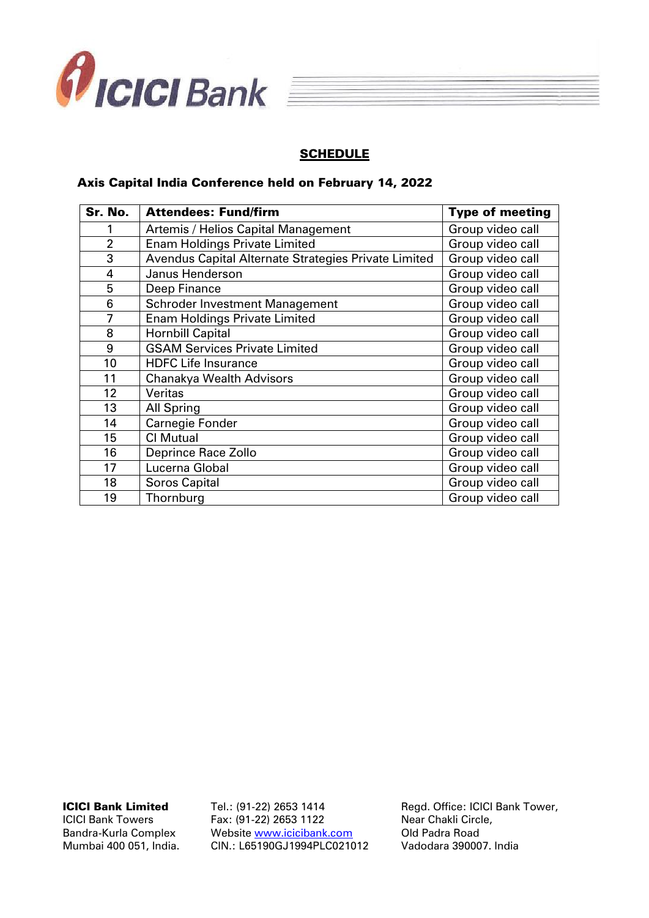## SCHEDULE

**Axis Capital India Conference held on February 14, 2022**

| Sr. No. | Attendees: Fund/firm | Type of meeting |
|---|---|---|
| 1 | Artemis / Helios Capital Management | Group video call |
| 2 | Enam Holdings Private Limited | Group video call |
| 3 | Avendus Capital Alternate Strategies Private Limited | Group video call |
| 4 | Janus Henderson | Group video call |
| 5 | Deep Finance | Group video call |
| 6 | Schroder Investment Management | Group video call |
| 7 | Enam Holdings Private Limited | Group video call |
| 8 | Hornbill Capital | Group video call |
| 9 | GSAM Services Private Limited | Group video call |
| 10 | HDFC Life Insurance | Group video call |
| 11 | Chanakya Wealth Advisors | Group video call |
| 12 | Veritas | Group video call |
| 13 | All Spring | Group video call |
| 14 | Carnegie Fonder | Group video call |
| 15 | CI Mutual | Group video call |
| 16 | Deprince Race Zollo | Group video call |
| 17 | Lucerna Global | Group video call |
| 18 | Soros Capital | Group video call |
| 19 | Thornburg | Group video call |